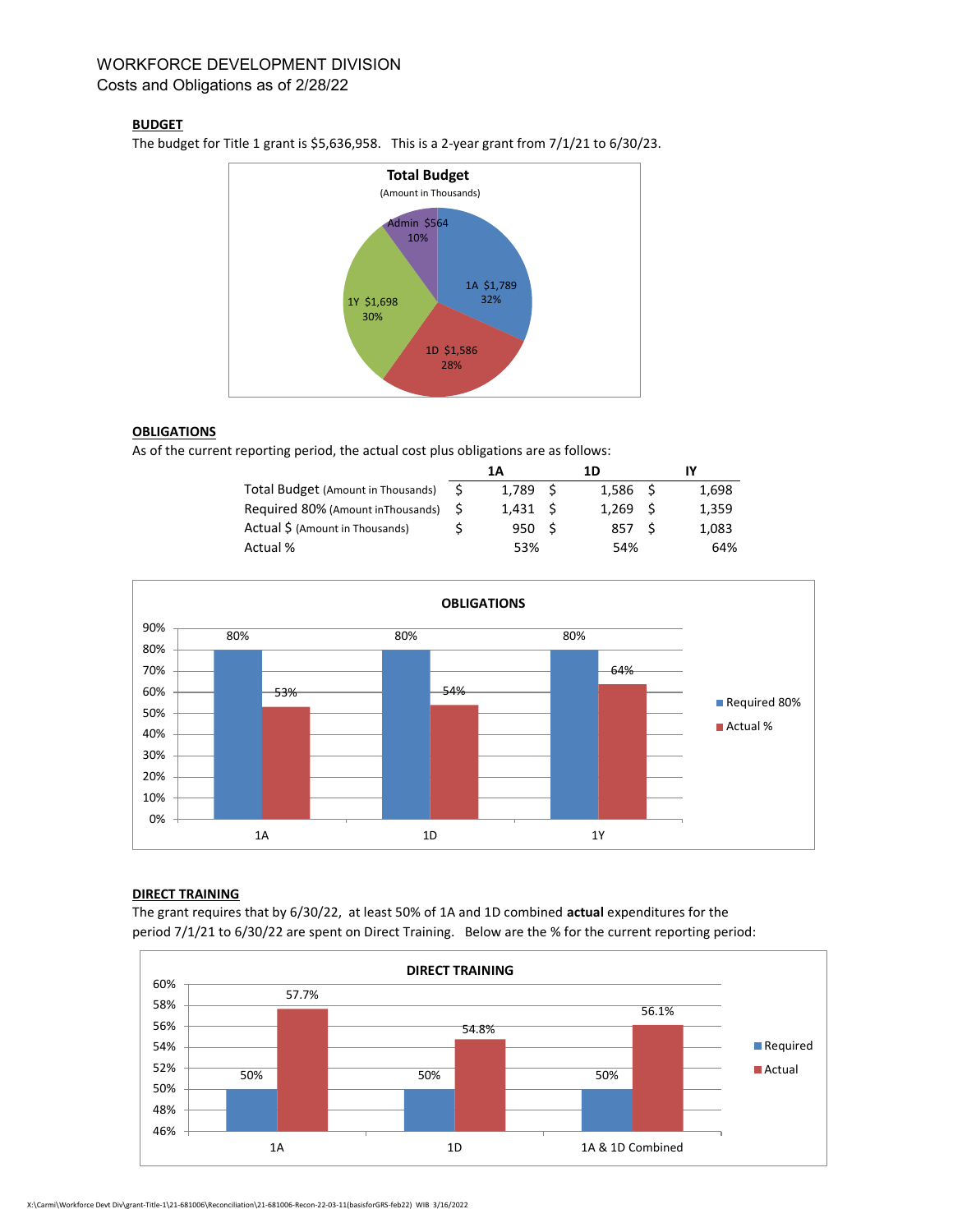WORKFORCE DEVELOPMENT DIVISION
Costs and Obligations as of 2/28/22

**BUDGET**

The budget for Title 1 grant is $5,636,958. This is a 2-year grant from 7/1/21 to 6/30/23.

**Total Budget**
(Amount in Thousands)

| Category | Amount | % |
|---|---|---|
| 1A | $1,789 | 32% |
| 1D | $1,586 | 28% |
| 1Y | $1,698 | 30% |
| Admin | $564 | 10% |

**OBLIGATIONS**

As of the current reporting period, the actual cost plus obligations are as follows:

| | 1A | 1D | IY |
|---|---|---|---|
| Total Budget (Amount in Thousands) | $ 1,789 | $ 1,586 | $ 1,698 |
| Required 80% (Amount inThousands) | $ 1,431 | $ 1,269 | $ 1,359 |
| Actual $ (Amount in Thousands) | $ 950 | $ 857 | $ 1,083 |
| Actual % | 53% | 54% | 64% |

**OBLIGATIONS**

| | Required 80% | Actual % |
|---|---|---|
| 1A | 80% | 53% |
| 1D | 80% | 54% |
| 1Y | 80% | 64% |

**DIRECT TRAINING**

The grant requires that by 6/30/22, at least 50% of 1A and 1D combined **actual** expenditures for the period 7/1/21 to 6/30/22 are spent on Direct Training. Below are the % for the current reporting period:

**DIRECT TRAINING**

| | Required | Actual |
|---|---|---|
| 1A | 50% | 57.7% |
| 1D | 50% | 54.8% |
| 1A & 1D Combined | 50% | 56.1% |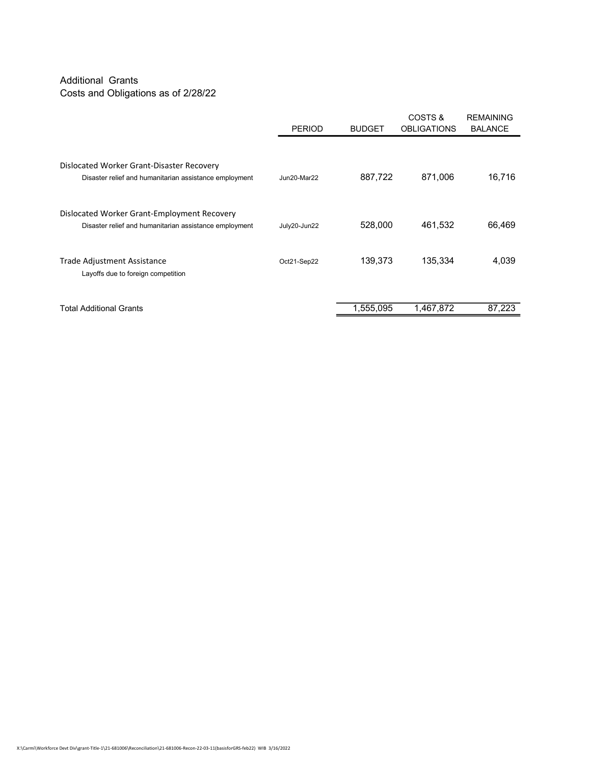Additional Grants

Costs and Obligations as of 2/28/22

| | PERIOD | BUDGET | COSTS & OBLIGATIONS | REMAINING BALANCE |
|---|---|---|---|---|
| Dislocated Worker Grant-Disaster Recovery | | | | |
| Disaster relief and humanitarian assistance employment | Jun20-Mar22 | 887,722 | 871,006 | 16,716 |
| Dislocated Worker Grant-Employment Recovery | | | | |
| Disaster relief and humanitarian assistance employment | July20-Jun22 | 528,000 | 461,532 | 66,469 |
| Trade Adjustment Assistance | Oct21-Sep22 | 139,373 | 135,334 | 4,039 |
| Layoffs due to foreign competition | | | | |
| Total Additional Grants | | 1,555,095 | 1,467,872 | 87,223 |

X:\Carmi\Workforce Devt Div\grant-Title-1\21-681006\Reconciliation\21-681006-Recon-22-03-11(basisforGRS-feb22) WIB 3/16/2022